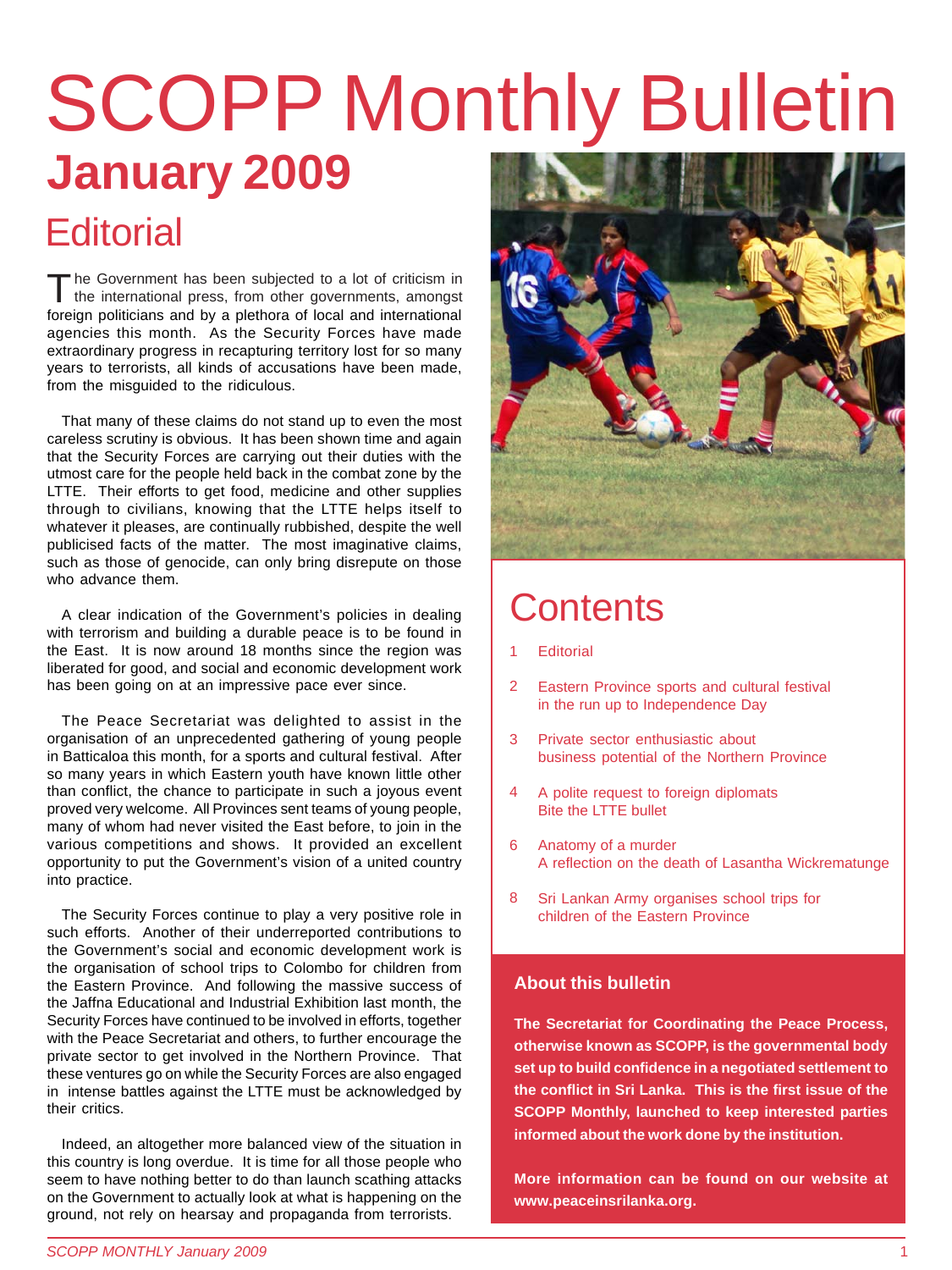# SCOPP Monthly Bulletin

## January 2009

## Editorial

The Government has been subjected to a lot of criticism in the international press, from other governments, amongst foreign politicians and by a plethora of local and international agencies this month. As the Security Forces have made extraordinary progress in recapturing territory lost for so many years to terrorists, all kinds of accusations have been made, from the misguided to the ridiculous.

That many of these claims do not stand up to even the most careless scrutiny is obvious. It has been shown time and again that the Security Forces are carrying out their duties with the utmost care for the people held back in the combat zone by the LTTE. Their efforts to get food, medicine and other supplies through to civilians, knowing that the LTTE helps itself to whatever it pleases, are continually rubbished, despite the well publicised facts of the matter. The most imaginative claims, such as those of genocide, can only bring disrepute on those who advance them.

A clear indication of the Government's policies in dealing with terrorism and building a durable peace is to be found in the East. It is now around 18 months since the region was liberated for good, and social and economic development work has been going on at an impressive pace ever since.

The Peace Secretariat was delighted to assist in the organisation of an unprecedented gathering of young people in Batticaloa this month, for a sports and cultural festival. After so many years in which Eastern youth have known little other than conflict, the chance to participate in such a joyous event proved very welcome. All Provinces sent teams of young people, many of whom had never visited the East before, to join in the various competitions and shows. It provided an excellent opportunity to put the Government's vision of a united country into practice.

The Security Forces continue to play a very positive role in such efforts. Another of their underreported contributions to the Government's social and economic development work is the organisation of school trips to Colombo for children from the Eastern Province. And following the massive success of the Jaffna Educational and Industrial Exhibition last month, the Security Forces have continued to be involved in efforts, together with the Peace Secretariat and others, to further encourage the private sector to get involved in the Northern Province. That these ventures go on while the Security Forces are also engaged in intense battles against the LTTE must be acknowledged by their critics.

Indeed, an altogether more balanced view of the situation in this country is long overdue. It is time for all those people who seem to have nothing better to do than launch scathing attacks on the Government to actually look at what is happening on the ground, not rely on hearsay and propaganda from terrorists.

## Contents

1 Editorial

2 Eastern Province sports and cultural festival in the run up to Independence Day

3 Private sector enthusiastic about business potential of the Northern Province

4 A polite request to foreign diplomats
Bite the LTTE bullet

6 Anatomy of a murder
A reflection on the death of Lasantha Wickrematunge

8 Sri Lankan Army organises school trips for children of the Eastern Province

### About this bulletin

**The Secretariat for Coordinating the Peace Process, otherwise known as SCOPP, is the governmental body set up to build confidence in a negotiated settlement to the conflict in Sri Lanka. This is the first issue of the SCOPP Monthly, launched to keep interested parties informed about the work done by the institution.**

**More information can be found on our website at www.peaceinsrilanka.org.**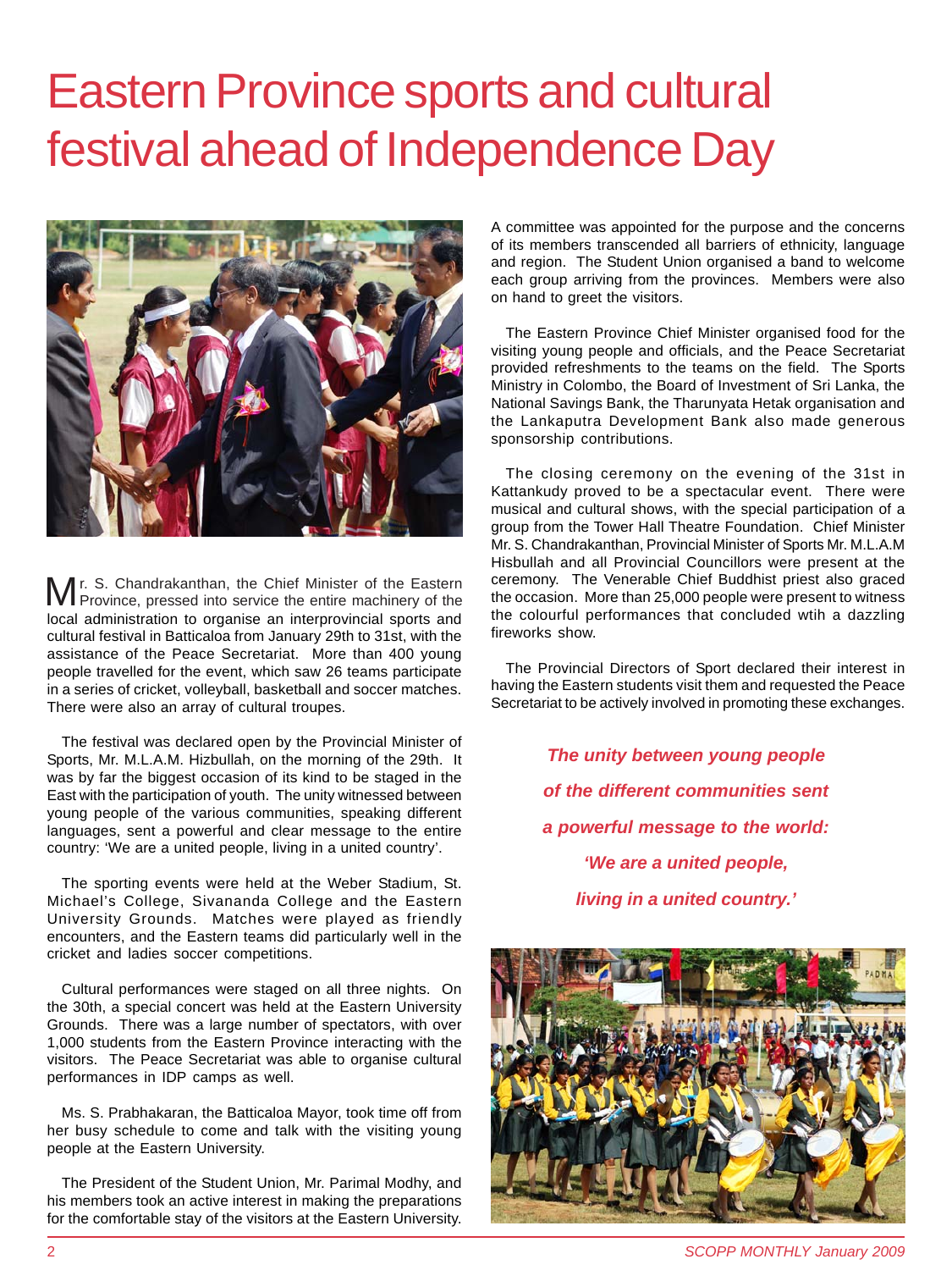# Eastern Province sports and cultural festival ahead of Independence Day

Mr. S. Chandrakanthan, the Chief Minister of the Eastern Province, pressed into service the entire machinery of the local administration to organise an interprovincial sports and cultural festival in Batticaloa from January 29th to 31st, with the assistance of the Peace Secretariat. More than 400 young people travelled for the event, which saw 26 teams participate in a series of cricket, volleyball, basketball and soccer matches. There were also an array of cultural troupes.

The festival was declared open by the Provincial Minister of Sports, Mr. M.L.A.M. Hizbullah, on the morning of the 29th. It was by far the biggest occasion of its kind to be staged in the East with the participation of youth. The unity witnessed between young people of the various communities, speaking different languages, sent a powerful and clear message to the entire country: 'We are a united people, living in a united country'.

The sporting events were held at the Weber Stadium, St. Michael's College, Sivananda College and the Eastern University Grounds. Matches were played as friendly encounters, and the Eastern teams did particularly well in the cricket and ladies soccer competitions.

Cultural performances were staged on all three nights. On the 30th, a special concert was held at the Eastern University Grounds. There was a large number of spectators, with over 1,000 students from the Eastern Province interacting with the visitors. The Peace Secretariat was able to organise cultural performances in IDP camps as well.

Ms. S. Prabhakaran, the Batticaloa Mayor, took time off from her busy schedule to come and talk with the visiting young people at the Eastern University.

The President of the Student Union, Mr. Parimal Modhy, and his members took an active interest in making the preparations for the comfortable stay of the visitors at the Eastern University. A committee was appointed for the purpose and the concerns of its members transcended all barriers of ethnicity, language and region. The Student Union organised a band to welcome each group arriving from the provinces. Members were also on hand to greet the visitors.

The Eastern Province Chief Minister organised food for the visiting young people and officials, and the Peace Secretariat provided refreshments to the teams on the field. The Sports Ministry in Colombo, the Board of Investment of Sri Lanka, the National Savings Bank, the Tharunyata Hetak organisation and the Lankaputra Development Bank also made generous sponsorship contributions.

The closing ceremony on the evening of the 31st in Kattankudy proved to be a spectacular event. There were musical and cultural shows, with the special participation of a group from the Tower Hall Theatre Foundation. Chief Minister Mr. S. Chandrakanthan, Provincial Minister of Sports Mr. M.L.A.M Hisbullah and all Provincial Councillors were present at the ceremony. The Venerable Chief Buddhist priest also graced the occasion. More than 25,000 people were present to witness the colourful performances that concluded wtih a dazzling fireworks show.

The Provincial Directors of Sport declared their interest in having the Eastern students visit them and requested the Peace Secretariat to be actively involved in promoting these exchanges.

***The unity between young people of the different communities sent a powerful message to the world: 'We are a united people, living in a united country.'***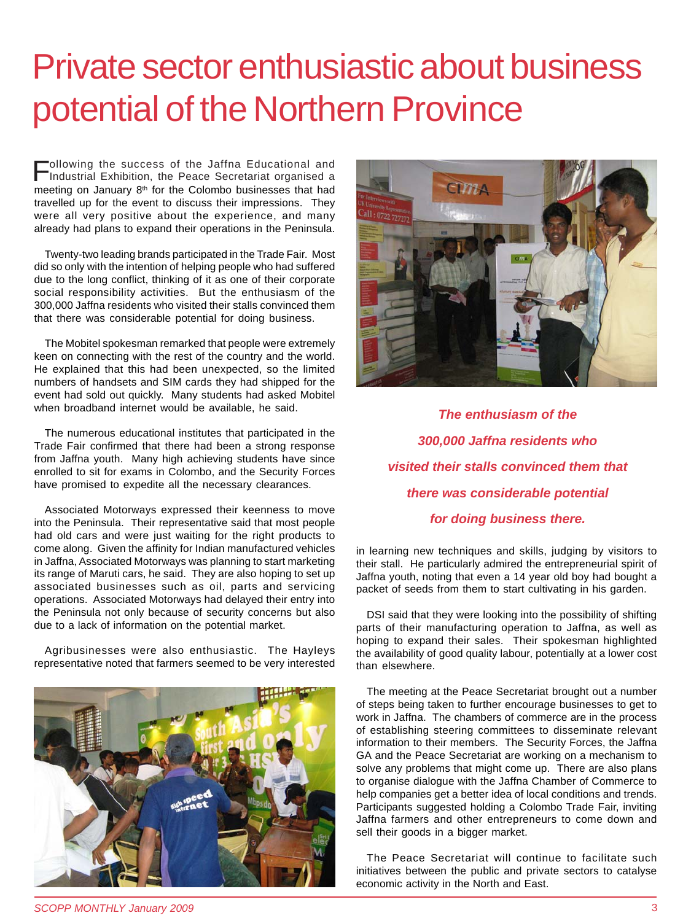# Private sector enthusiastic about business potential of the Northern Province

Following the success of the Jaffna Educational and Industrial Exhibition, the Peace Secretariat organised a meeting on January 8th for the Colombo businesses that had travelled up for the event to discuss their impressions. They were all very positive about the experience, and many already had plans to expand their operations in the Peninsula.

Twenty-two leading brands participated in the Trade Fair. Most did so only with the intention of helping people who had suffered due to the long conflict, thinking of it as one of their corporate social responsibility activities. But the enthusiasm of the 300,000 Jaffna residents who visited their stalls convinced them that there was considerable potential for doing business.

The Mobitel spokesman remarked that people were extremely keen on connecting with the rest of the country and the world. He explained that this had been unexpected, so the limited numbers of handsets and SIM cards they had shipped for the event had sold out quickly. Many students had asked Mobitel when broadband internet would be available, he said.

The numerous educational institutes that participated in the Trade Fair confirmed that there had been a strong response from Jaffna youth. Many high achieving students have since enrolled to sit for exams in Colombo, and the Security Forces have promised to expedite all the necessary clearances.

Associated Motorways expressed their keenness to move into the Peninsula. Their representative said that most people had old cars and were just waiting for the right products to come along. Given the affinity for Indian manufactured vehicles in Jaffna, Associated Motorways was planning to start marketing its range of Maruti cars, he said. They are also hoping to set up associated businesses such as oil, parts and servicing operations. Associated Motorways had delayed their entry into the Peninsula not only because of security concerns but also due to a lack of information on the potential market.

Agribusinesses were also enthusiastic. The Hayleys representative noted that farmers seemed to be very interested in learning new techniques and skills, judging by visitors to their stall. He particularly admired the entrepreneurial spirit of Jaffna youth, noting that even a 14 year old boy had bought a packet of seeds from them to start cultivating in his garden.

***The enthusiasm of the 300,000 Jaffna residents who visited their stalls convinced them that there was considerable potential for doing business there.***

DSI said that they were looking into the possibility of shifting parts of their manufacturing operation to Jaffna, as well as hoping to expand their sales. Their spokesman highlighted the availability of good quality labour, potentially at a lower cost than elsewhere.

The meeting at the Peace Secretariat brought out a number of steps being taken to further encourage businesses to get to work in Jaffna. The chambers of commerce are in the process of establishing steering committees to disseminate relevant information to their members. The Security Forces, the Jaffna GA and the Peace Secretariat are working on a mechanism to solve any problems that might come up. There are also plans to organise dialogue with the Jaffna Chamber of Commerce to help companies get a better idea of local conditions and trends. Participants suggested holding a Colombo Trade Fair, inviting Jaffna farmers and other entrepreneurs to come down and sell their goods in a bigger market.

The Peace Secretariat will continue to facilitate such initiatives between the public and private sectors to catalyse economic activity in the North and East.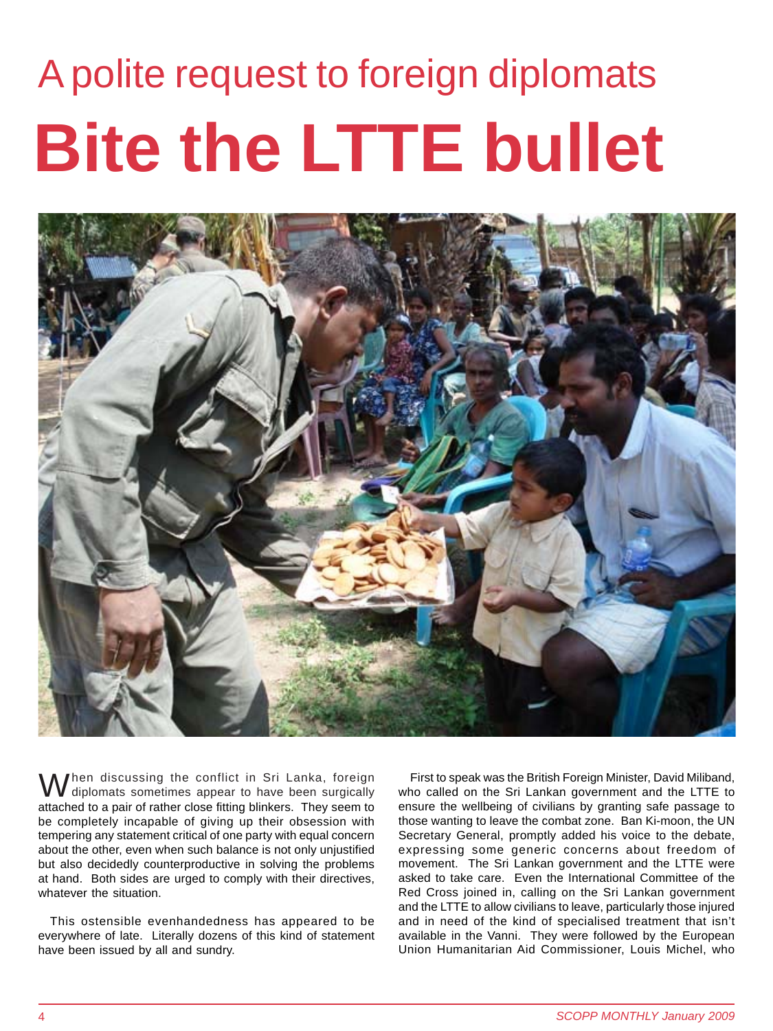## A polite request to foreign diplomats

# Bite the LTTE bullet

When discussing the conflict in Sri Lanka, foreign diplomats sometimes appear to have been surgically attached to a pair of rather close fitting blinkers. They seem to be completely incapable of giving up their obsession with tempering any statement critical of one party with equal concern about the other, even when such balance is not only unjustified but also decidedly counterproductive in solving the problems at hand. Both sides are urged to comply with their directives, whatever the situation.

This ostensible evenhandedness has appeared to be everywhere of late. Literally dozens of this kind of statement have been issued by all and sundry.

First to speak was the British Foreign Minister, David Miliband, who called on the Sri Lankan government and the LTTE to ensure the wellbeing of civilians by granting safe passage to those wanting to leave the combat zone. Ban Ki-moon, the UN Secretary General, promptly added his voice to the debate, expressing some generic concerns about freedom of movement. The Sri Lankan government and the LTTE were asked to take care. Even the International Committee of the Red Cross joined in, calling on the Sri Lankan government and the LTTE to allow civilians to leave, particularly those injured and in need of the kind of specialised treatment that isn't available in the Vanni. They were followed by the European Union Humanitarian Aid Commissioner, Louis Michel, who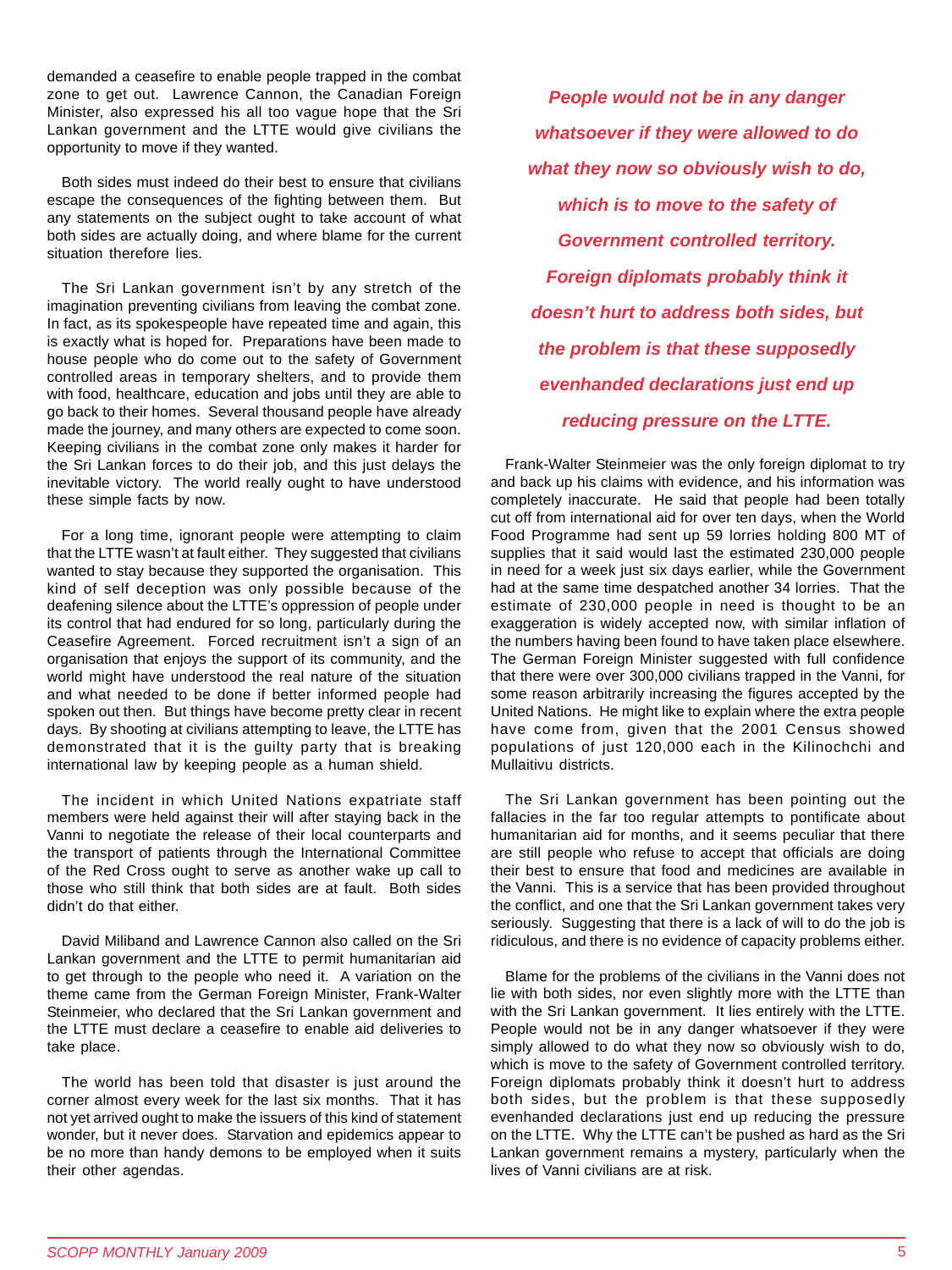demanded a ceasefire to enable people trapped in the combat zone to get out. Lawrence Cannon, the Canadian Foreign Minister, also expressed his all too vague hope that the Sri Lankan government and the LTTE would give civilians the opportunity to move if they wanted.

Both sides must indeed do their best to ensure that civilians escape the consequences of the fighting between them. But any statements on the subject ought to take account of what both sides are actually doing, and where blame for the current situation therefore lies.

The Sri Lankan government isn't by any stretch of the imagination preventing civilians from leaving the combat zone. In fact, as its spokespeople have repeated time and again, this is exactly what is hoped for. Preparations have been made to house people who do come out to the safety of Government controlled areas in temporary shelters, and to provide them with food, healthcare, education and jobs until they are able to go back to their homes. Several thousand people have already made the journey, and many others are expected to come soon. Keeping civilians in the combat zone only makes it harder for the Sri Lankan forces to do their job, and this just delays the inevitable victory. The world really ought to have understood these simple facts by now.

For a long time, ignorant people were attempting to claim that the LTTE wasn't at fault either. They suggested that civilians wanted to stay because they supported the organisation. This kind of self deception was only possible because of the deafening silence about the LTTE's oppression of people under its control that had endured for so long, particularly during the Ceasefire Agreement. Forced recruitment isn't a sign of an organisation that enjoys the support of its community, and the world might have understood the real nature of the situation and what needed to be done if better informed people had spoken out then. But things have become pretty clear in recent days. By shooting at civilians attempting to leave, the LTTE has demonstrated that it is the guilty party that is breaking international law by keeping people as a human shield.

The incident in which United Nations expatriate staff members were held against their will after staying back in the Vanni to negotiate the release of their local counterparts and the transport of patients through the International Committee of the Red Cross ought to serve as another wake up call to those who still think that both sides are at fault. Both sides didn't do that either.

David Miliband and Lawrence Cannon also called on the Sri Lankan government and the LTTE to permit humanitarian aid to get through to the people who need it. A variation on the theme came from the German Foreign Minister, Frank-Walter Steinmeier, who declared that the Sri Lankan government and the LTTE must declare a ceasefire to enable aid deliveries to take place.

The world has been told that disaster is just around the corner almost every week for the last six months. That it has not yet arrived ought to make the issuers of this kind of statement wonder, but it never does. Starvation and epidemics appear to be no more than handy demons to be employed when it suits their other agendas.

***People would not be in any danger whatsoever if they were allowed to do what they now so obviously wish to do, which is to move to the safety of Government controlled territory. Foreign diplomats probably think it doesn't hurt to address both sides, but the problem is that these supposedly evenhanded declarations just end up reducing pressure on the LTTE.***

Frank-Walter Steinmeier was the only foreign diplomat to try and back up his claims with evidence, and his information was completely inaccurate. He said that people had been totally cut off from international aid for over ten days, when the World Food Programme had sent up 59 lorries holding 800 MT of supplies that it said would last the estimated 230,000 people in need for a week just six days earlier, while the Government had at the same time despatched another 34 lorries. That the estimate of 230,000 people in need is thought to be an exaggeration is widely accepted now, with similar inflation of the numbers having been found to have taken place elsewhere. The German Foreign Minister suggested with full confidence that there were over 300,000 civilians trapped in the Vanni, for some reason arbitrarily increasing the figures accepted by the United Nations. He might like to explain where the extra people have come from, given that the 2001 Census showed populations of just 120,000 each in the Kilinochchi and Mullaitivu districts.

The Sri Lankan government has been pointing out the fallacies in the far too regular attempts to pontificate about humanitarian aid for months, and it seems peculiar that there are still people who refuse to accept that officials are doing their best to ensure that food and medicines are available in the Vanni. This is a service that has been provided throughout the conflict, and one that the Sri Lankan government takes very seriously. Suggesting that there is a lack of will to do the job is ridiculous, and there is no evidence of capacity problems either.

Blame for the problems of the civilians in the Vanni does not lie with both sides, nor even slightly more with the LTTE than with the Sri Lankan government. It lies entirely with the LTTE. People would not be in any danger whatsoever if they were simply allowed to do what they now so obviously wish to do, which is move to the safety of Government controlled territory. Foreign diplomats probably think it doesn't hurt to address both sides, but the problem is that these supposedly evenhanded declarations just end up reducing the pressure on the LTTE. Why the LTTE can't be pushed as hard as the Sri Lankan government remains a mystery, particularly when the lives of Vanni civilians are at risk.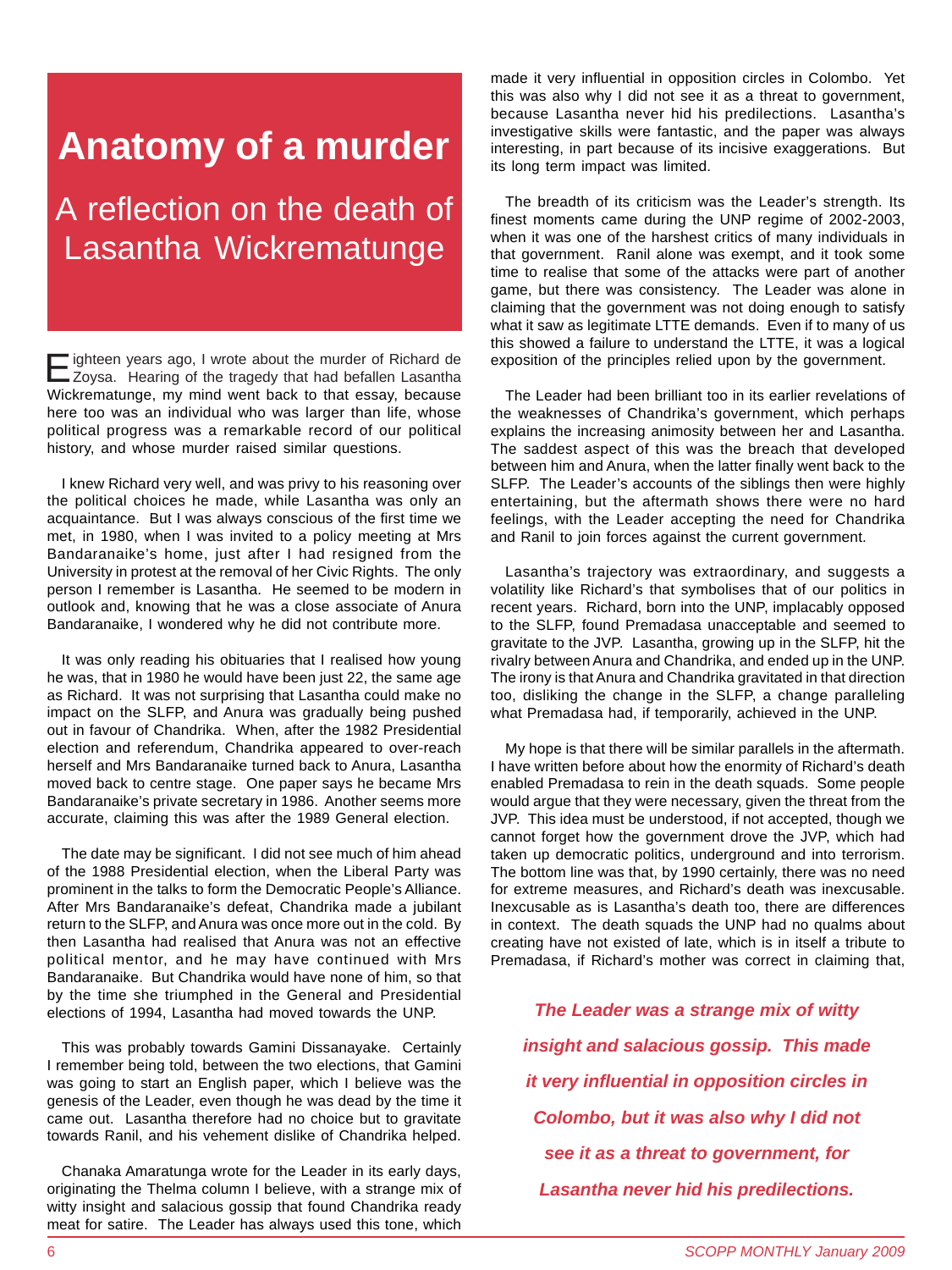# Anatomy of a murder

## A reflection on the death of Lasantha Wickrematunge

Eighteen years ago, I wrote about the murder of Richard de Zoysa. Hearing of the tragedy that had befallen Lasantha Wickrematunge, my mind went back to that essay, because here too was an individual who was larger than life, whose political progress was a remarkable record of our political history, and whose murder raised similar questions.

I knew Richard very well, and was privy to his reasoning over the political choices he made, while Lasantha was only an acquaintance. But I was always conscious of the first time we met, in 1980, when I was invited to a policy meeting at Mrs Bandaranaike's home, just after I had resigned from the University in protest at the removal of her Civic Rights. The only person I remember is Lasantha. He seemed to be modern in outlook and, knowing that he was a close associate of Anura Bandaranaike, I wondered why he did not contribute more.

It was only reading his obituaries that I realised how young he was, that in 1980 he would have been just 22, the same age as Richard. It was not surprising that Lasantha could make no impact on the SLFP, and Anura was gradually being pushed out in favour of Chandrika. When, after the 1982 Presidential election and referendum, Chandrika appeared to over-reach herself and Mrs Bandaranaike turned back to Anura, Lasantha moved back to centre stage. One paper says he became Mrs Bandaranaike's private secretary in 1986. Another seems more accurate, claiming this was after the 1989 General election.

The date may be significant. I did not see much of him ahead of the 1988 Presidential election, when the Liberal Party was prominent in the talks to form the Democratic People's Alliance. After Mrs Bandaranaike's defeat, Chandrika made a jubilant return to the SLFP, and Anura was once more out in the cold. By then Lasantha had realised that Anura was not an effective political mentor, and he may have continued with Mrs Bandaranaike. But Chandrika would have none of him, so that by the time she triumphed in the General and Presidential elections of 1994, Lasantha had moved towards the UNP.

This was probably towards Gamini Dissanayake. Certainly I remember being told, between the two elections, that Gamini was going to start an English paper, which I believe was the genesis of the Leader, even though he was dead by the time it came out. Lasantha therefore had no choice but to gravitate towards Ranil, and his vehement dislike of Chandrika helped.

Chanaka Amaratunga wrote for the Leader in its early days, originating the Thelma column I believe, with a strange mix of witty insight and salacious gossip that found Chandrika ready meat for satire. The Leader has always used this tone, which made it very influential in opposition circles in Colombo. Yet this was also why I did not see it as a threat to government, because Lasantha never hid his predilections. Lasantha's investigative skills were fantastic, and the paper was always interesting, in part because of its incisive exaggerations. But its long term impact was limited.

The breadth of its criticism was the Leader's strength. Its finest moments came during the UNP regime of 2002-2003, when it was one of the harshest critics of many individuals in that government. Ranil alone was exempt, and it took some time to realise that some of the attacks were part of another game, but there was consistency. The Leader was alone in claiming that the government was not doing enough to satisfy what it saw as legitimate LTTE demands. Even if to many of us this showed a failure to understand the LTTE, it was a logical exposition of the principles relied upon by the government.

The Leader had been brilliant too in its earlier revelations of the weaknesses of Chandrika's government, which perhaps explains the increasing animosity between her and Lasantha. The saddest aspect of this was the breach that developed between him and Anura, when the latter finally went back to the SLFP. The Leader's accounts of the siblings then were highly entertaining, but the aftermath shows there were no hard feelings, with the Leader accepting the need for Chandrika and Ranil to join forces against the current government.

Lasantha's trajectory was extraordinary, and suggests a volatility like Richard's that symbolises that of our politics in recent years. Richard, born into the UNP, implacably opposed to the SLFP, found Premadasa unacceptable and seemed to gravitate to the JVP. Lasantha, growing up in the SLFP, hit the rivalry between Anura and Chandrika, and ended up in the UNP. The irony is that Anura and Chandrika gravitated in that direction too, disliking the change in the SLFP, a change paralleling what Premadasa had, if temporarily, achieved in the UNP.

My hope is that there will be similar parallels in the aftermath. I have written before about how the enormity of Richard's death enabled Premadasa to rein in the death squads. Some people would argue that they were necessary, given the threat from the JVP. This idea must be understood, if not accepted, though we cannot forget how the government drove the JVP, which had taken up democratic politics, underground and into terrorism. The bottom line was that, by 1990 certainly, there was no need for extreme measures, and Richard's death was inexcusable. Inexcusable as is Lasantha's death too, there are differences in context. The death squads the UNP had no qualms about creating have not existed of late, which is in itself a tribute to Premadasa, if Richard's mother was correct in claiming that,

> ***The Leader was a strange mix of witty insight and salacious gossip. This made it very influential in opposition circles in Colombo, but it was also why I did not see it as a threat to government, for Lasantha never hid his predilections.***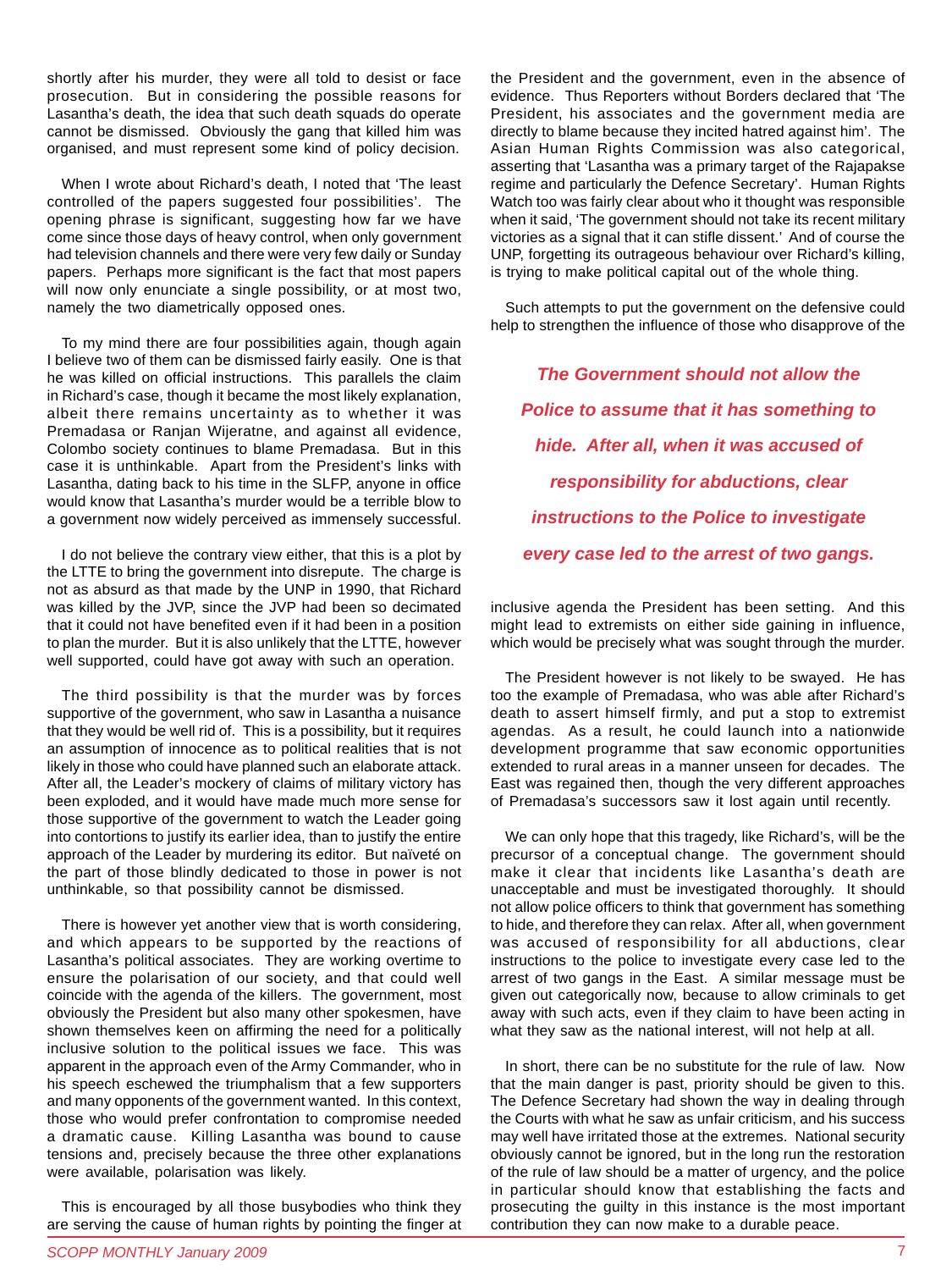shortly after his murder, they were all told to desist or face prosecution. But in considering the possible reasons for Lasantha's death, the idea that such death squads do operate cannot be dismissed. Obviously the gang that killed him was organised, and must represent some kind of policy decision.

When I wrote about Richard's death, I noted that 'The least controlled of the papers suggested four possibilities'. The opening phrase is significant, suggesting how far we have come since those days of heavy control, when only government had television channels and there were very few daily or Sunday papers. Perhaps more significant is the fact that most papers will now only enunciate a single possibility, or at most two, namely the two diametrically opposed ones.

To my mind there are four possibilities again, though again I believe two of them can be dismissed fairly easily. One is that he was killed on official instructions. This parallels the claim in Richard's case, though it became the most likely explanation, albeit there remains uncertainty as to whether it was Premadasa or Ranjan Wijeratne, and against all evidence, Colombo society continues to blame Premadasa. But in this case it is unthinkable. Apart from the President's links with Lasantha, dating back to his time in the SLFP, anyone in office would know that Lasantha's murder would be a terrible blow to a government now widely perceived as immensely successful.

I do not believe the contrary view either, that this is a plot by the LTTE to bring the government into disrepute. The charge is not as absurd as that made by the UNP in 1990, that Richard was killed by the JVP, since the JVP had been so decimated that it could not have benefited even if it had been in a position to plan the murder. But it is also unlikely that the LTTE, however well supported, could have got away with such an operation.

The third possibility is that the murder was by forces supportive of the government, who saw in Lasantha a nuisance that they would be well rid of. This is a possibility, but it requires an assumption of innocence as to political realities that is not likely in those who could have planned such an elaborate attack. After all, the Leader's mockery of claims of military victory has been exploded, and it would have made much more sense for those supportive of the government to watch the Leader going into contortions to justify its earlier idea, than to justify the entire approach of the Leader by murdering its editor. But naïveté on the part of those blindly dedicated to those in power is not unthinkable, so that possibility cannot be dismissed.

There is however yet another view that is worth considering, and which appears to be supported by the reactions of Lasantha's political associates. They are working overtime to ensure the polarisation of our society, and that could well coincide with the agenda of the killers. The government, most obviously the President but also many other spokesmen, have shown themselves keen on affirming the need for a politically inclusive solution to the political issues we face. This was apparent in the approach even of the Army Commander, who in his speech eschewed the triumphalism that a few supporters and many opponents of the government wanted. In this context, those who would prefer confrontation to compromise needed a dramatic cause. Killing Lasantha was bound to cause tensions and, precisely because the three other explanations were available, polarisation was likely.

This is encouraged by all those busybodies who think they are serving the cause of human rights by pointing the finger at the President and the government, even in the absence of evidence. Thus Reporters without Borders declared that 'The President, his associates and the government media are directly to blame because they incited hatred against him'. The Asian Human Rights Commission was also categorical, asserting that 'Lasantha was a primary target of the Rajapakse regime and particularly the Defence Secretary'. Human Rights Watch too was fairly clear about who it thought was responsible when it said, 'The government should not take its recent military victories as a signal that it can stifle dissent.' And of course the UNP, forgetting its outrageous behaviour over Richard's killing, is trying to make political capital out of the whole thing.

Such attempts to put the government on the defensive could help to strengthen the influence of those who disapprove of the inclusive agenda the President has been setting. And this might lead to extremists on either side gaining in influence, which would be precisely what was sought through the murder.

***The Government should not allow the Police to assume that it has something to hide. After all, when it was accused of responsibility for abductions, clear instructions to the Police to investigate every case led to the arrest of two gangs.***

The President however is not likely to be swayed. He has too the example of Premadasa, who was able after Richard's death to assert himself firmly, and put a stop to extremist agendas. As a result, he could launch into a nationwide development programme that saw economic opportunities extended to rural areas in a manner unseen for decades. The East was regained then, though the very different approaches of Premadasa's successors saw it lost again until recently.

We can only hope that this tragedy, like Richard's, will be the precursor of a conceptual change. The government should make it clear that incidents like Lasantha's death are unacceptable and must be investigated thoroughly. It should not allow police officers to think that government has something to hide, and therefore they can relax. After all, when government was accused of responsibility for all abductions, clear instructions to the police to investigate every case led to the arrest of two gangs in the East. A similar message must be given out categorically now, because to allow criminals to get away with such acts, even if they claim to have been acting in what they saw as the national interest, will not help at all.

In short, there can be no substitute for the rule of law. Now that the main danger is past, priority should be given to this. The Defence Secretary had shown the way in dealing through the Courts with what he saw as unfair criticism, and his success may well have irritated those at the extremes. National security obviously cannot be ignored, but in the long run the restoration of the rule of law should be a matter of urgency, and the police in particular should know that establishing the facts and prosecuting the guilty in this instance is the most important contribution they can now make to a durable peace.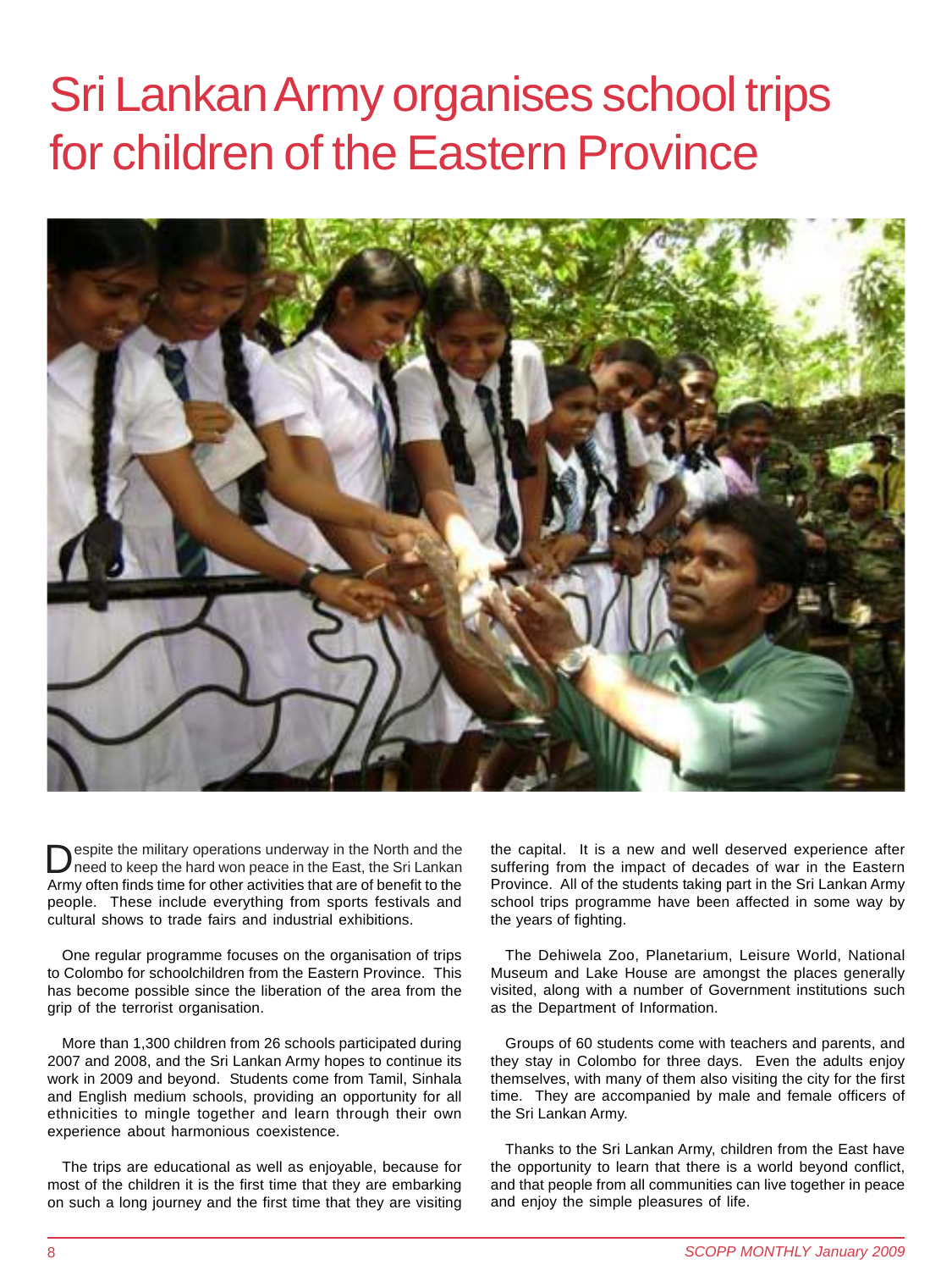# Sri Lankan Army organises school trips for children of the Eastern Province

Despite the military operations underway in the North and the need to keep the hard won peace in the East, the Sri Lankan Army often finds time for other activities that are of benefit to the people. These include everything from sports festivals and cultural shows to trade fairs and industrial exhibitions.

One regular programme focuses on the organisation of trips to Colombo for schoolchildren from the Eastern Province. This has become possible since the liberation of the area from the grip of the terrorist organisation.

More than 1,300 children from 26 schools participated during 2007 and 2008, and the Sri Lankan Army hopes to continue its work in 2009 and beyond. Students come from Tamil, Sinhala and English medium schools, providing an opportunity for all ethnicities to mingle together and learn through their own experience about harmonious coexistence.

The trips are educational as well as enjoyable, because for most of the children it is the first time that they are embarking on such a long journey and the first time that they are visiting the capital. It is a new and well deserved experience after suffering from the impact of decades of war in the Eastern Province. All of the students taking part in the Sri Lankan Army school trips programme have been affected in some way by the years of fighting.

The Dehiwela Zoo, Planetarium, Leisure World, National Museum and Lake House are amongst the places generally visited, along with a number of Government institutions such as the Department of Information.

Groups of 60 students come with teachers and parents, and they stay in Colombo for three days. Even the adults enjoy themselves, with many of them also visiting the city for the first time. They are accompanied by male and female officers of the Sri Lankan Army.

Thanks to the Sri Lankan Army, children from the East have the opportunity to learn that there is a world beyond conflict, and that people from all communities can live together in peace and enjoy the simple pleasures of life.